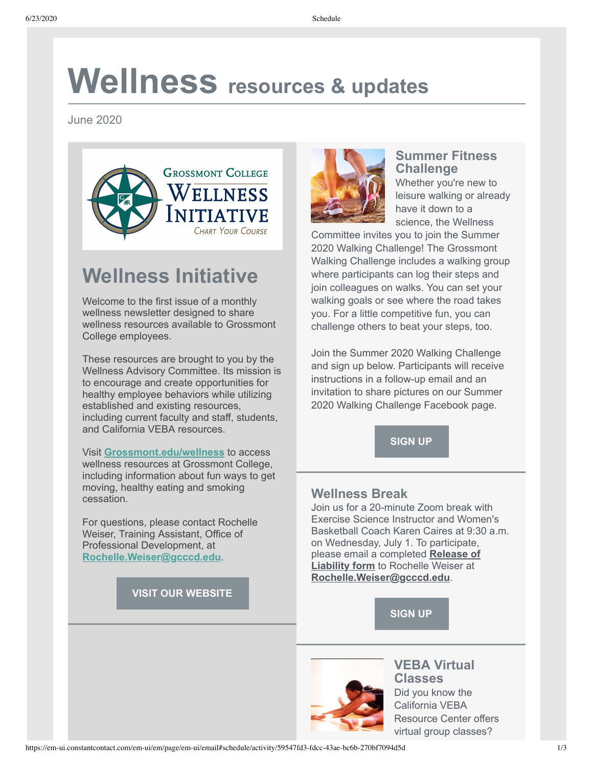# Wellness resources & updates

June 2020

Grossmont College Wellness Initiative — Chart Your Course

## Wellness Initiative

Welcome to the first issue of a monthly wellness newsletter designed to share wellness resources available to Grossmont College employees.

These resources are brought to you by the Wellness Advisory Committee. Its mission is to encourage and create opportunities for healthy employee behaviors while utilizing established and existing resources, including current faculty and staff, students, and California VEBA resources.

Visit **Grossmont.edu/wellness** to access wellness resources at Grossmont College, including information about fun ways to get moving, healthy eating and smoking cessation.

For questions, please contact Rochelle Weiser, Training Assistant, Office of Professional Development, at **Rochelle.Weiser@gcccd.edu**.

**VISIT OUR WEBSITE**

## Summer Fitness Challenge

Whether you're new to leisure walking or already have it down to a science, the Wellness Committee invites you to join the Summer 2020 Walking Challenge! The Grossmont Walking Challenge includes a walking group where participants can log their steps and join colleagues on walks. You can set your walking goals or see where the road takes you. For a little competitive fun, you can challenge others to beat your steps, too.

Join the Summer 2020 Walking Challenge and sign up below. Participants will receive instructions in a follow-up email and an invitation to share pictures on our Summer 2020 Walking Challenge Facebook page.

**SIGN UP**

## Wellness Break

Join us for a 20-minute Zoom break with Exercise Science Instructor and Women's Basketball Coach Karen Caires at 9:30 a.m. on Wednesday, July 1. To participate, please email a completed **Release of Liability form** to Rochelle Weiser at **Rochelle.Weiser@gcccd.edu**.

**SIGN UP**

## VEBA Virtual Classes

Did you know the California VEBA Resource Center offers virtual group classes?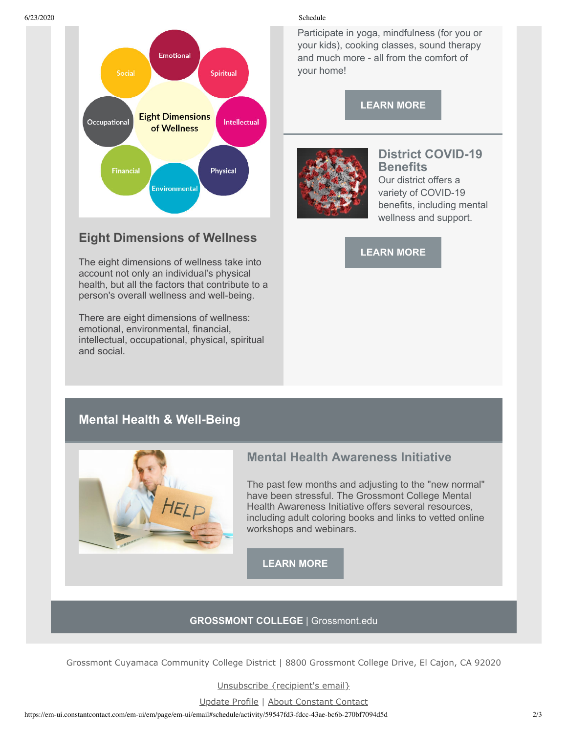Eight Dimensions of Wellness

Emotional

Spiritual

Intellectual

Physical

Environmental

Financial

Occupational

Social

## Eight Dimensions of Wellness

The eight dimensions of wellness take into account not only an individual's physical health, but all the factors that contribute to a person's overall wellness and well-being.

There are eight dimensions of wellness: emotional, environmental, financial, intellectual, occupational, physical, spiritual and social.

Participate in yoga, mindfulness (for you or your kids), cooking classes, sound therapy and much more - all from the comfort of your home!

**LEARN MORE**

### District COVID-19 Benefits

Our district offers a variety of COVID-19 benefits, including mental wellness and support.

**LEARN MORE**

## Mental Health & Well-Being

### Mental Health Awareness Initiative

The past few months and adjusting to the "new normal" have been stressful. The Grossmont College Mental Health Awareness Initiative offers several resources, including adult coloring books and links to vetted online workshops and webinars.

**LEARN MORE**

**GROSSMONT COLLEGE** | Grossmont.edu

Grossmont Cuyamaca Community College District | 8800 Grossmont College Drive, El Cajon, CA 92020

Unsubscribe {recipient's email}

Update Profile | About Constant Contact